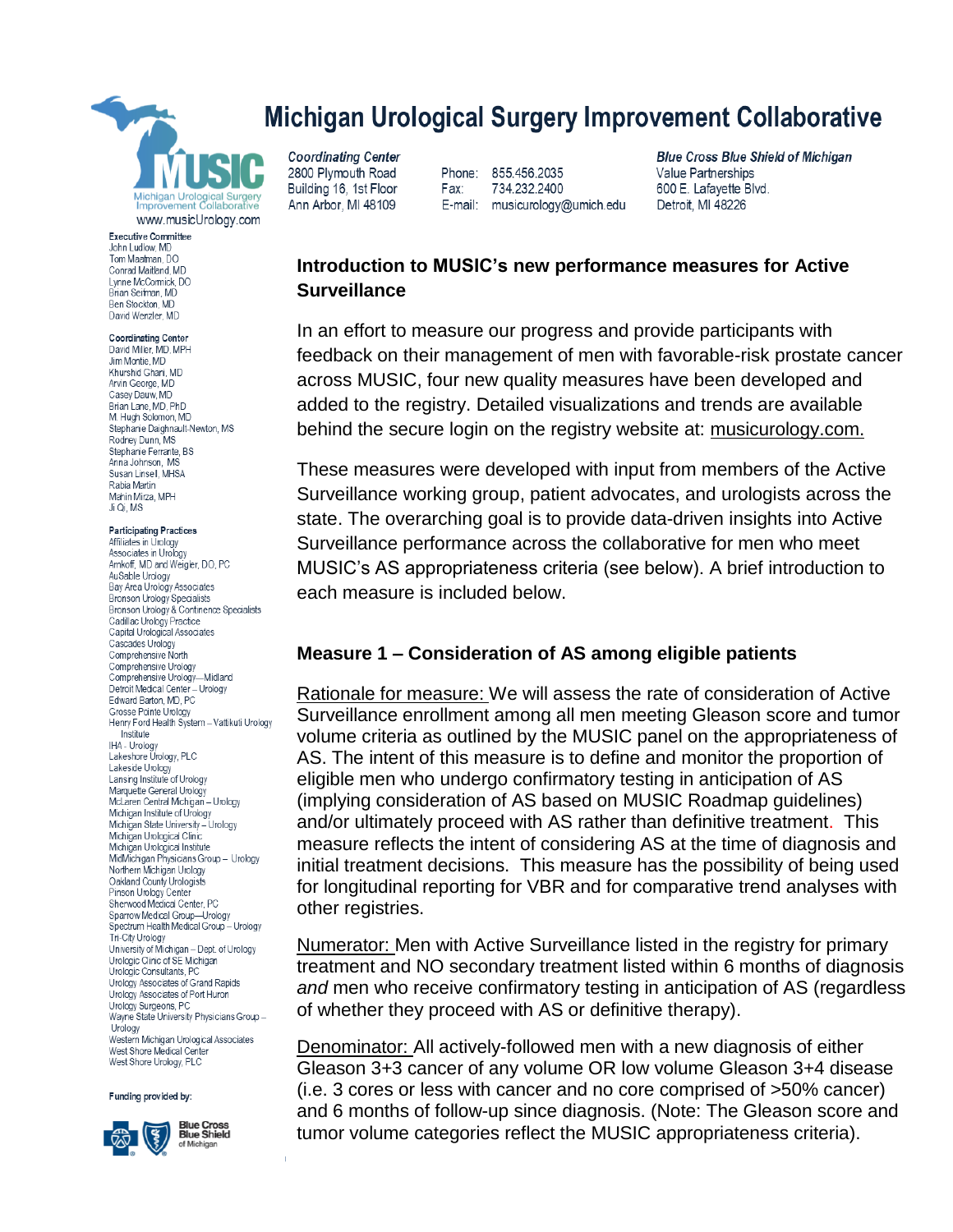# Michigan Urological Surgery Improvement Collaborative

**Coordinating Center**
2800 Plymouth Road
Building 16, 1st Floor
Ann Arbor, MI 48109

Phone: 855.456.2035
Fax: 734.232.2400
E-mail: musicurology@umich.edu

**Blue Cross Blue Shield of Michigan**
Value Partnerships
600 E. Lafayette Blvd.
Detroit, MI 48226

Michigan Urological Surgery Improvement Collaborative
www.musicUrology.com

**Executive Committee**
John Ludlow, MD
Tom Maatman, DO
Conrad Maitland, MD
Lynne McCormick, DO
Brian Seifman, MD
Ben Stockton, MD
David Wenzler, MD

**Coordinating Center**
David Miller, MD, MPH
Jim Montie, MD
Khurshid Ghani, MD
Arvin George, MD
Casey Dauw, MD
Brian Lane, MD, PhD
M. Hugh Solomon, MD
Stephanie Daignault-Newton, MS
Rodney Dunn, MS
Stephanie Ferrante, BS
Anna Johnson, MS
Susan Linsell, MHSA
Rabia Martin
Mahin Mirza, MPH
Ji Qi, MS

**Participating Practices**
Affiliates in Urology
Associates in Urology
Arnkoff, MD and Weigler, DO, PC
AuSable Urology
Bay Area Urology Associates
Bronson Urology Specialists
Bronson Urology & Continence Specialists
Cadillac Urology Practice
Capital Urological Associates
Cascades Urology
Comprehensive North
Comprehensive Urology
Comprehensive Urology—Midland
Detroit Medical Center – Urology
Edward Barton, MD, PC
Grosse Pointe Urology
Henry Ford Health System – Vattikuti Urology Institute
IHA - Urology
Lakeshore Urology, PLC
Lakeside Urology
Lansing Institute of Urology
Marquette General Urology
McLaren Central Michigan – Urology
Michigan Institute of Urology
Michigan State University – Urology
Michigan Urological Clinic
Michigan Urological Institute
MidMichigan Physicians Group – Urology
Northern Michigan Urology
Oakland County Urologists
Pinson Urology Center
Sherwood Medical Center, PC
Sparrow Medical Group—Urology
Spectrum Health Medical Group – Urology
Tri-City Urology
University of Michigan – Dept. of Urology
Urologic Clinic of SE Michigan
Urologic Consultants, PC
Urology Associates of Grand Rapids
Urology Associates of Port Huron
Urology Surgeons, PC
Wayne State University Physicians Group – Urology
Western Michigan Urological Associates
West Shore Medical Center
West Shore Urology, PLC

Funding provided by: Blue Cross Blue Shield of Michigan

## Introduction to MUSIC's new performance measures for Active Surveillance

In an effort to measure our progress and provide participants with feedback on their management of men with favorable-risk prostate cancer across MUSIC, four new quality measures have been developed and added to the registry. Detailed visualizations and trends are available behind the secure login on the registry website at: musicurology.com.

These measures were developed with input from members of the Active Surveillance working group, patient advocates, and urologists across the state. The overarching goal is to provide data-driven insights into Active Surveillance performance across the collaborative for men who meet MUSIC's AS appropriateness criteria (see below). A brief introduction to each measure is included below.

### Measure 1 – Consideration of AS among eligible patients

Rationale for measure: We will assess the rate of consideration of Active Surveillance enrollment among all men meeting Gleason score and tumor volume criteria as outlined by the MUSIC panel on the appropriateness of AS. The intent of this measure is to define and monitor the proportion of eligible men who undergo confirmatory testing in anticipation of AS (implying consideration of AS based on MUSIC Roadmap guidelines) and/or ultimately proceed with AS rather than definitive treatment. This measure reflects the intent of considering AS at the time of diagnosis and initial treatment decisions. This measure has the possibility of being used for longitudinal reporting for VBR and for comparative trend analyses with other registries.

Numerator: Men with Active Surveillance listed in the registry for primary treatment and NO secondary treatment listed within 6 months of diagnosis *and* men who receive confirmatory testing in anticipation of AS (regardless of whether they proceed with AS or definitive therapy).

Denominator: All actively-followed men with a new diagnosis of either Gleason 3+3 cancer of any volume OR low volume Gleason 3+4 disease (i.e. 3 cores or less with cancer and no core comprised of >50% cancer) and 6 months of follow-up since diagnosis. (Note: The Gleason score and tumor volume categories reflect the MUSIC appropriateness criteria).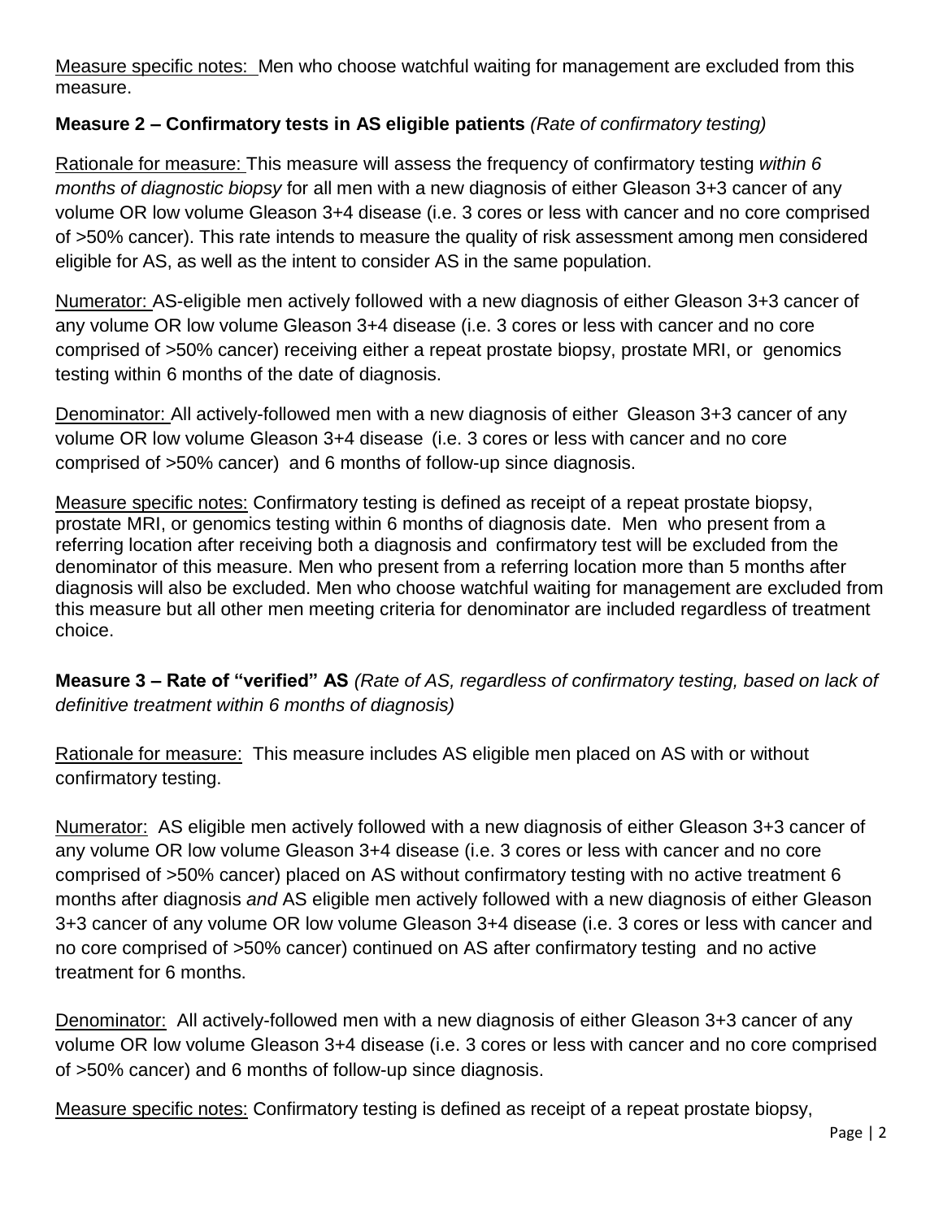<u>Measure specific notes:</u> Men who choose watchful waiting for management are excluded from this measure.

**Measure 2 – Confirmatory tests in AS eligible patients** *(Rate of confirmatory testing)*

<u>Rationale for measure:</u> This measure will assess the frequency of confirmatory testing *within 6 months of diagnostic biopsy* for all men with a new diagnosis of either Gleason 3+3 cancer of any volume OR low volume Gleason 3+4 disease (i.e. 3 cores or less with cancer and no core comprised of >50% cancer). This rate intends to measure the quality of risk assessment among men considered eligible for AS, as well as the intent to consider AS in the same population.

<u>Numerator:</u> AS-eligible men actively followed with a new diagnosis of either Gleason 3+3 cancer of any volume OR low volume Gleason 3+4 disease (i.e. 3 cores or less with cancer and no core comprised of >50% cancer) receiving either a repeat prostate biopsy, prostate MRI, or genomics testing within 6 months of the date of diagnosis.

<u>Denominator:</u> All actively-followed men with a new diagnosis of either Gleason 3+3 cancer of any volume OR low volume Gleason 3+4 disease (i.e. 3 cores or less with cancer and no core comprised of >50% cancer) and 6 months of follow-up since diagnosis.

<u>Measure specific notes:</u> Confirmatory testing is defined as receipt of a repeat prostate biopsy, prostate MRI, or genomics testing within 6 months of diagnosis date. Men who present from a referring location after receiving both a diagnosis and confirmatory test will be excluded from the denominator of this measure. Men who present from a referring location more than 5 months after diagnosis will also be excluded. Men who choose watchful waiting for management are excluded from this measure but all other men meeting criteria for denominator are included regardless of treatment choice.

**Measure 3 – Rate of "verified" AS** *(Rate of AS, regardless of confirmatory testing, based on lack of definitive treatment within 6 months of diagnosis)*

<u>Rationale for measure:</u> This measure includes AS eligible men placed on AS with or without confirmatory testing.

<u>Numerator:</u> AS eligible men actively followed with a new diagnosis of either Gleason 3+3 cancer of any volume OR low volume Gleason 3+4 disease (i.e. 3 cores or less with cancer and no core comprised of >50% cancer) placed on AS without confirmatory testing with no active treatment 6 months after diagnosis *and* AS eligible men actively followed with a new diagnosis of either Gleason 3+3 cancer of any volume OR low volume Gleason 3+4 disease (i.e. 3 cores or less with cancer and no core comprised of >50% cancer) continued on AS after confirmatory testing and no active treatment for 6 months.

<u>Denominator:</u> All actively-followed men with a new diagnosis of either Gleason 3+3 cancer of any volume OR low volume Gleason 3+4 disease (i.e. 3 cores or less with cancer and no core comprised of >50% cancer) and 6 months of follow-up since diagnosis.

<u>Measure specific notes:</u> Confirmatory testing is defined as receipt of a repeat prostate biopsy,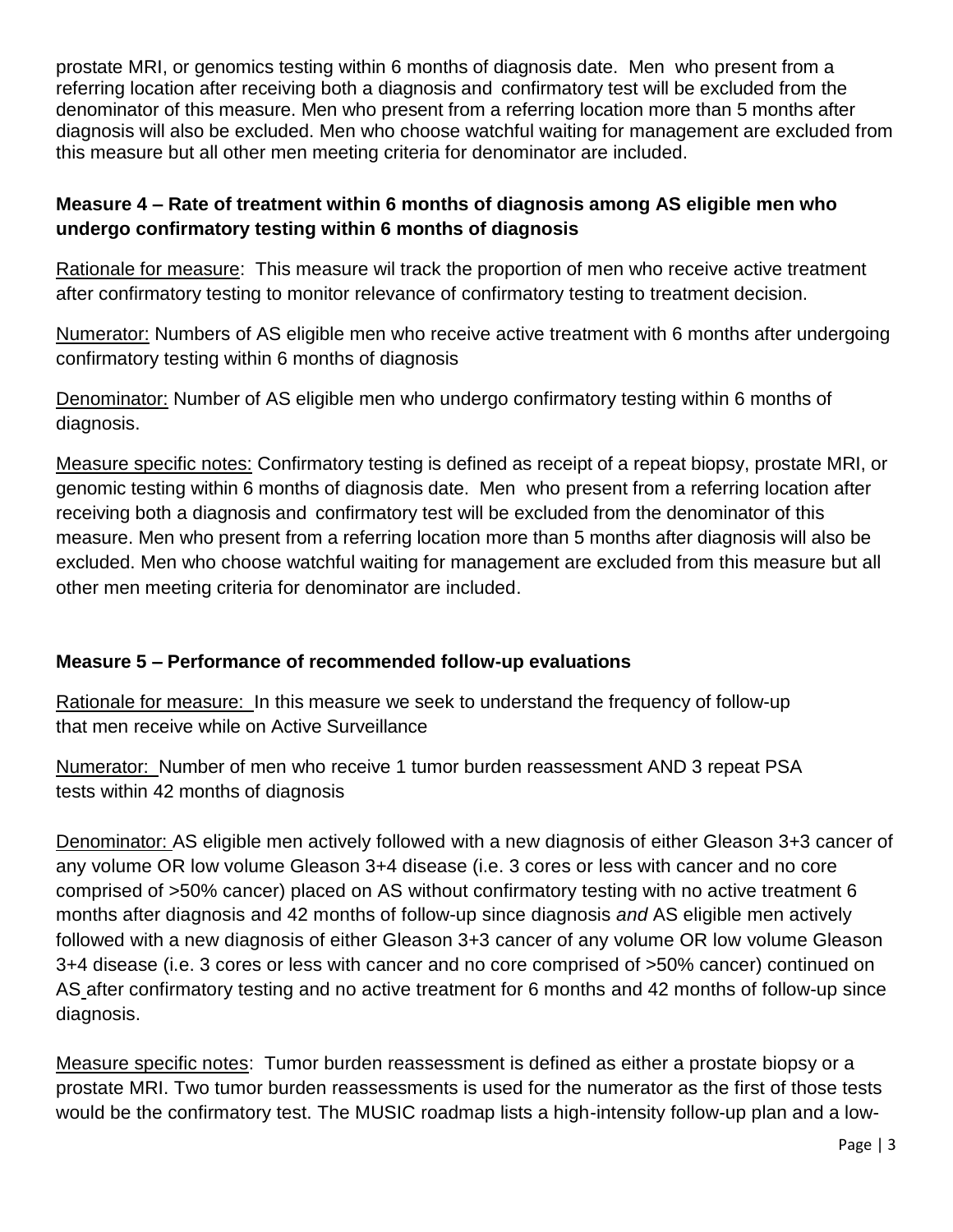prostate MRI, or genomics testing within 6 months of diagnosis date. Men who present from a referring location after receiving both a diagnosis and confirmatory test will be excluded from the denominator of this measure. Men who present from a referring location more than 5 months after diagnosis will also be excluded. Men who choose watchful waiting for management are excluded from this measure but all other men meeting criteria for denominator are included.

**Measure 4 – Rate of treatment within 6 months of diagnosis among AS eligible men who undergo confirmatory testing within 6 months of diagnosis**

Rationale for measure: This measure wil track the proportion of men who receive active treatment after confirmatory testing to monitor relevance of confirmatory testing to treatment decision.

Numerator: Numbers of AS eligible men who receive active treatment with 6 months after undergoing confirmatory testing within 6 months of diagnosis

Denominator: Number of AS eligible men who undergo confirmatory testing within 6 months of diagnosis.

Measure specific notes: Confirmatory testing is defined as receipt of a repeat biopsy, prostate MRI, or genomic testing within 6 months of diagnosis date. Men who present from a referring location after receiving both a diagnosis and confirmatory test will be excluded from the denominator of this measure. Men who present from a referring location more than 5 months after diagnosis will also be excluded. Men who choose watchful waiting for management are excluded from this measure but all other men meeting criteria for denominator are included.

**Measure 5 – Performance of recommended follow-up evaluations**

Rationale for measure: In this measure we seek to understand the frequency of follow-up that men receive while on Active Surveillance

Numerator: Number of men who receive 1 tumor burden reassessment AND 3 repeat PSA tests within 42 months of diagnosis

Denominator: AS eligible men actively followed with a new diagnosis of either Gleason 3+3 cancer of any volume OR low volume Gleason 3+4 disease (i.e. 3 cores or less with cancer and no core comprised of >50% cancer) placed on AS without confirmatory testing with no active treatment 6 months after diagnosis and 42 months of follow-up since diagnosis *and* AS eligible men actively followed with a new diagnosis of either Gleason 3+3 cancer of any volume OR low volume Gleason 3+4 disease (i.e. 3 cores or less with cancer and no core comprised of >50% cancer) continued on AS after confirmatory testing and no active treatment for 6 months and 42 months of follow-up since diagnosis.

Measure specific notes: Tumor burden reassessment is defined as either a prostate biopsy or a prostate MRI. Two tumor burden reassessments is used for the numerator as the first of those tests would be the confirmatory test. The MUSIC roadmap lists a high-intensity follow-up plan and a low-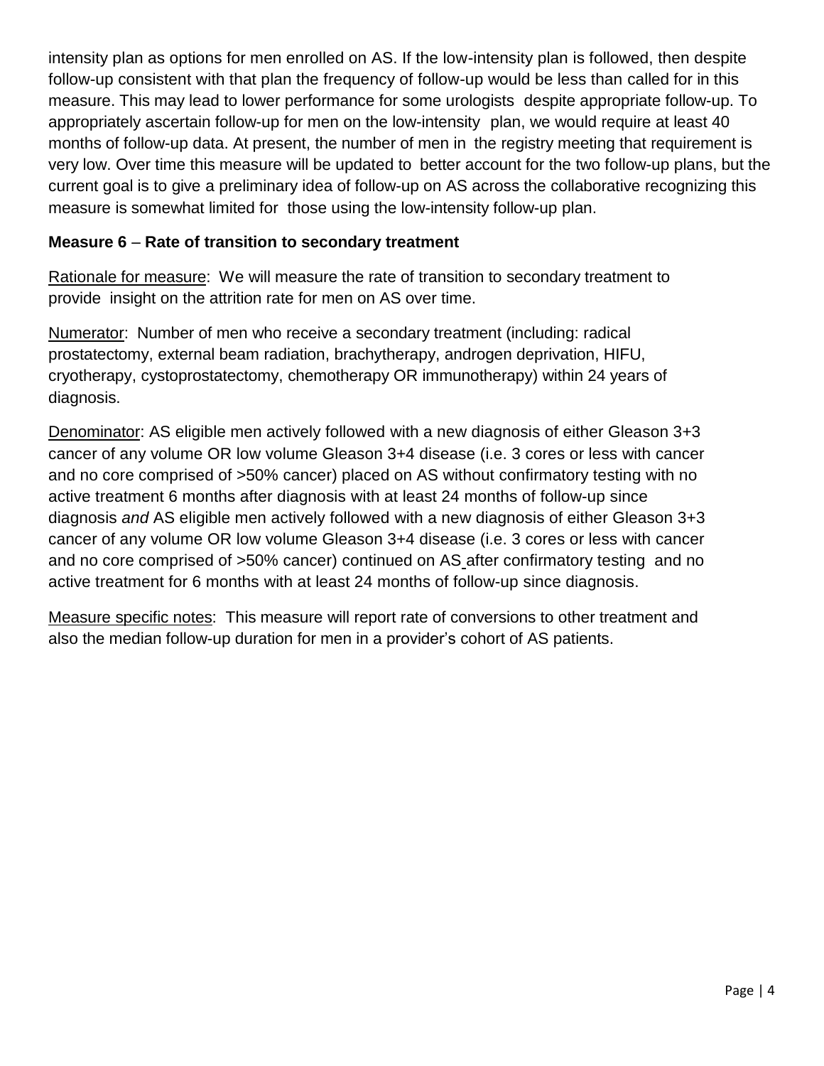intensity plan as options for men enrolled on AS. If the low-intensity plan is followed, then despite follow-up consistent with that plan the frequency of follow-up would be less than called for in this measure. This may lead to lower performance for some urologists despite appropriate follow-up. To appropriately ascertain follow-up for men on the low-intensity plan, we would require at least 40 months of follow-up data. At present, the number of men in the registry meeting that requirement is very low. Over time this measure will be updated to better account for the two follow-up plans, but the current goal is to give a preliminary idea of follow-up on AS across the collaborative recognizing this measure is somewhat limited for those using the low-intensity follow-up plan.

**Measure 6 – Rate of transition to secondary treatment**

Rationale for measure: We will measure the rate of transition to secondary treatment to provide insight on the attrition rate for men on AS over time.

Numerator: Number of men who receive a secondary treatment (including: radical prostatectomy, external beam radiation, brachytherapy, androgen deprivation, HIFU, cryotherapy, cystoprostatectomy, chemotherapy OR immunotherapy) within 24 years of diagnosis.

Denominator: AS eligible men actively followed with a new diagnosis of either Gleason 3+3 cancer of any volume OR low volume Gleason 3+4 disease (i.e. 3 cores or less with cancer and no core comprised of >50% cancer) placed on AS without confirmatory testing with no active treatment 6 months after diagnosis with at least 24 months of follow-up since diagnosis *and* AS eligible men actively followed with a new diagnosis of either Gleason 3+3 cancer of any volume OR low volume Gleason 3+4 disease (i.e. 3 cores or less with cancer and no core comprised of >50% cancer) continued on AS after confirmatory testing and no active treatment for 6 months with at least 24 months of follow-up since diagnosis.

Measure specific notes: This measure will report rate of conversions to other treatment and also the median follow-up duration for men in a provider's cohort of AS patients.